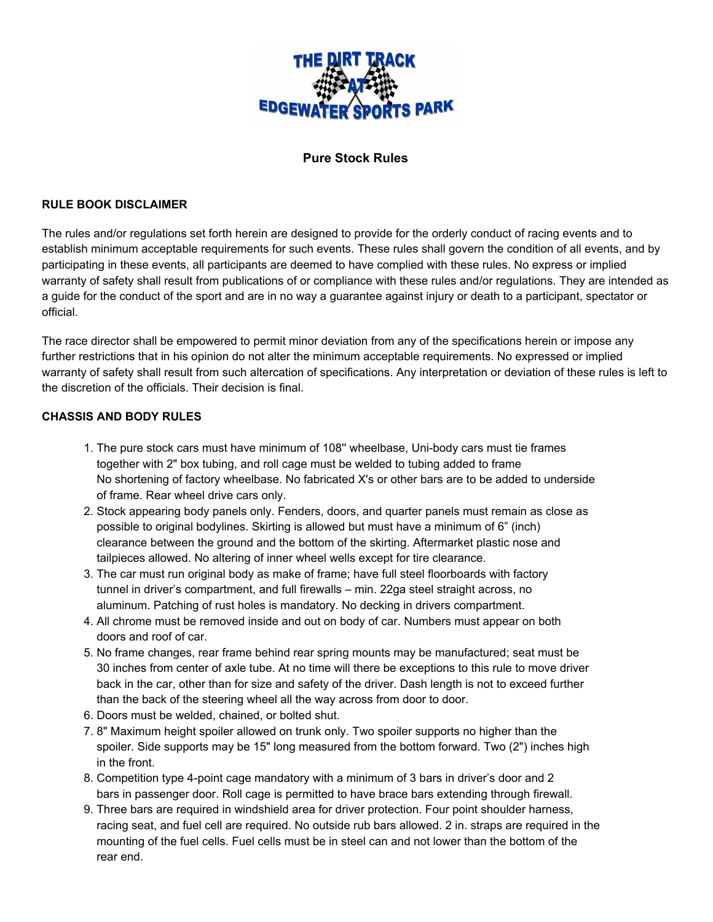THE DIRT TRACK AT EDGEWATER SPORTS PARK

# Pure Stock Rules

## RULE BOOK DISCLAIMER

The rules and/or regulations set forth herein are designed to provide for the orderly conduct of racing events and to establish minimum acceptable requirements for such events. These rules shall govern the condition of all events, and by participating in these events, all participants are deemed to have complied with these rules. No express or implied warranty of safety shall result from publications of or compliance with these rules and/or regulations. They are intended as a guide for the conduct of the sport and are in no way a guarantee against injury or death to a participant, spectator or official.

The race director shall be empowered to permit minor deviation from any of the specifications herein or impose any further restrictions that in his opinion do not alter the minimum acceptable requirements. No expressed or implied warranty of safety shall result from such altercation of specifications. Any interpretation or deviation of these rules is left to the discretion of the officials. Their decision is final.

## CHASSIS AND BODY RULES

1. The pure stock cars must have minimum of 108'' wheelbase, Uni-body cars must tie frames together with 2" box tubing, and roll cage must be welded to tubing added to frame No shortening of factory wheelbase. No fabricated X's or other bars are to be added to underside of frame. Rear wheel drive cars only.
2. Stock appearing body panels only. Fenders, doors, and quarter panels must remain as close as possible to original bodylines. Skirting is allowed but must have a minimum of 6" (inch) clearance between the ground and the bottom of the skirting. Aftermarket plastic nose and tailpieces allowed. No altering of inner wheel wells except for tire clearance.
3. The car must run original body as make of frame; have full steel floorboards with factory tunnel in driver's compartment, and full firewalls – min. 22ga steel straight across, no aluminum. Patching of rust holes is mandatory. No decking in drivers compartment.
4. All chrome must be removed inside and out on body of car. Numbers must appear on both doors and roof of car.
5. No frame changes, rear frame behind rear spring mounts may be manufactured; seat must be 30 inches from center of axle tube. At no time will there be exceptions to this rule to move driver back in the car, other than for size and safety of the driver. Dash length is not to exceed further than the back of the steering wheel all the way across from door to door.
6. Doors must be welded, chained, or bolted shut.
7. 8" Maximum height spoiler allowed on trunk only. Two spoiler supports no higher than the spoiler. Side supports may be 15" long measured from the bottom forward. Two (2") inches high in the front.
8. Competition type 4-point cage mandatory with a minimum of 3 bars in driver's door and 2 bars in passenger door. Roll cage is permitted to have brace bars extending through firewall.
9. Three bars are required in windshield area for driver protection. Four point shoulder harness, racing seat, and fuel cell are required. No outside rub bars allowed. 2 in. straps are required in the mounting of the fuel cells. Fuel cells must be in steel can and not lower than the bottom of the rear end.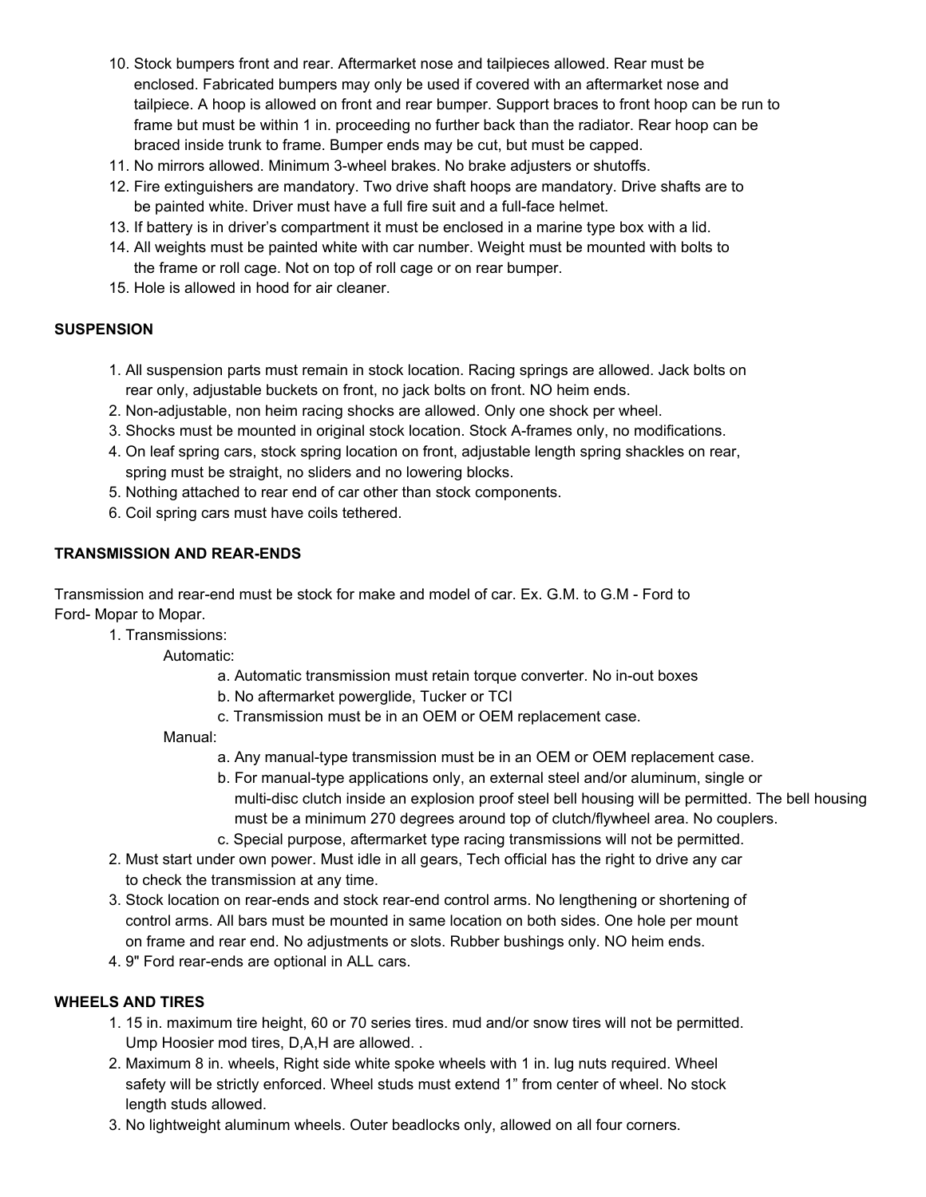10. Stock bumpers front and rear. Aftermarket nose and tailpieces allowed. Rear must be enclosed. Fabricated bumpers may only be used if covered with an aftermarket nose and tailpiece. A hoop is allowed on front and rear bumper. Support braces to front hoop can be run to frame but must be within 1 in. proceeding no further back than the radiator. Rear hoop can be braced inside trunk to frame. Bumper ends may be cut, but must be capped.
11. No mirrors allowed. Minimum 3-wheel brakes. No brake adjusters or shutoffs.
12. Fire extinguishers are mandatory. Two drive shaft hoops are mandatory. Drive shafts are to be painted white. Driver must have a full fire suit and a full-face helmet.
13. If battery is in driver's compartment it must be enclosed in a marine type box with a lid.
14. All weights must be painted white with car number. Weight must be mounted with bolts to the frame or roll cage. Not on top of roll cage or on rear bumper.
15. Hole is allowed in hood for air cleaner.

**SUSPENSION**

1. All suspension parts must remain in stock location. Racing springs are allowed. Jack bolts on rear only, adjustable buckets on front, no jack bolts on front. NO heim ends.
2. Non-adjustable, non heim racing shocks are allowed. Only one shock per wheel.
3. Shocks must be mounted in original stock location. Stock A-frames only, no modifications.
4. On leaf spring cars, stock spring location on front, adjustable length spring shackles on rear, spring must be straight, no sliders and no lowering blocks.
5. Nothing attached to rear end of car other than stock components.
6. Coil spring cars must have coils tethered.

**TRANSMISSION AND REAR-ENDS**

Transmission and rear-end must be stock for make and model of car. Ex. G.M. to G.M - Ford to Ford- Mopar to Mopar.

1. Transmissions:
   
   Automatic:
   
   a. Automatic transmission must retain torque converter. No in-out boxes
   b. No aftermarket powerglide, Tucker or TCI
   c. Transmission must be in an OEM or OEM replacement case.
   
   Manual:
   
   a. Any manual-type transmission must be in an OEM or OEM replacement case.
   b. For manual-type applications only, an external steel and/or aluminum, single or multi-disc clutch inside an explosion proof steel bell housing will be permitted. The bell housing must be a minimum 270 degrees around top of clutch/flywheel area. No couplers.
   c. Special purpose, aftermarket type racing transmissions will not be permitted.
2. Must start under own power. Must idle in all gears, Tech official has the right to drive any car to check the transmission at any time.
3. Stock location on rear-ends and stock rear-end control arms. No lengthening or shortening of control arms. All bars must be mounted in same location on both sides. One hole per mount on frame and rear end. No adjustments or slots. Rubber bushings only. NO heim ends.
4. 9" Ford rear-ends are optional in ALL cars.

**WHEELS AND TIRES**

1. 15 in. maximum tire height, 60 or 70 series tires. mud and/or snow tires will not be permitted. Ump Hoosier mod tires, D,A,H are allowed. .
2. Maximum 8 in. wheels, Right side white spoke wheels with 1 in. lug nuts required. Wheel safety will be strictly enforced. Wheel studs must extend 1" from center of wheel. No stock length studs allowed.
3. No lightweight aluminum wheels. Outer beadlocks only, allowed on all four corners.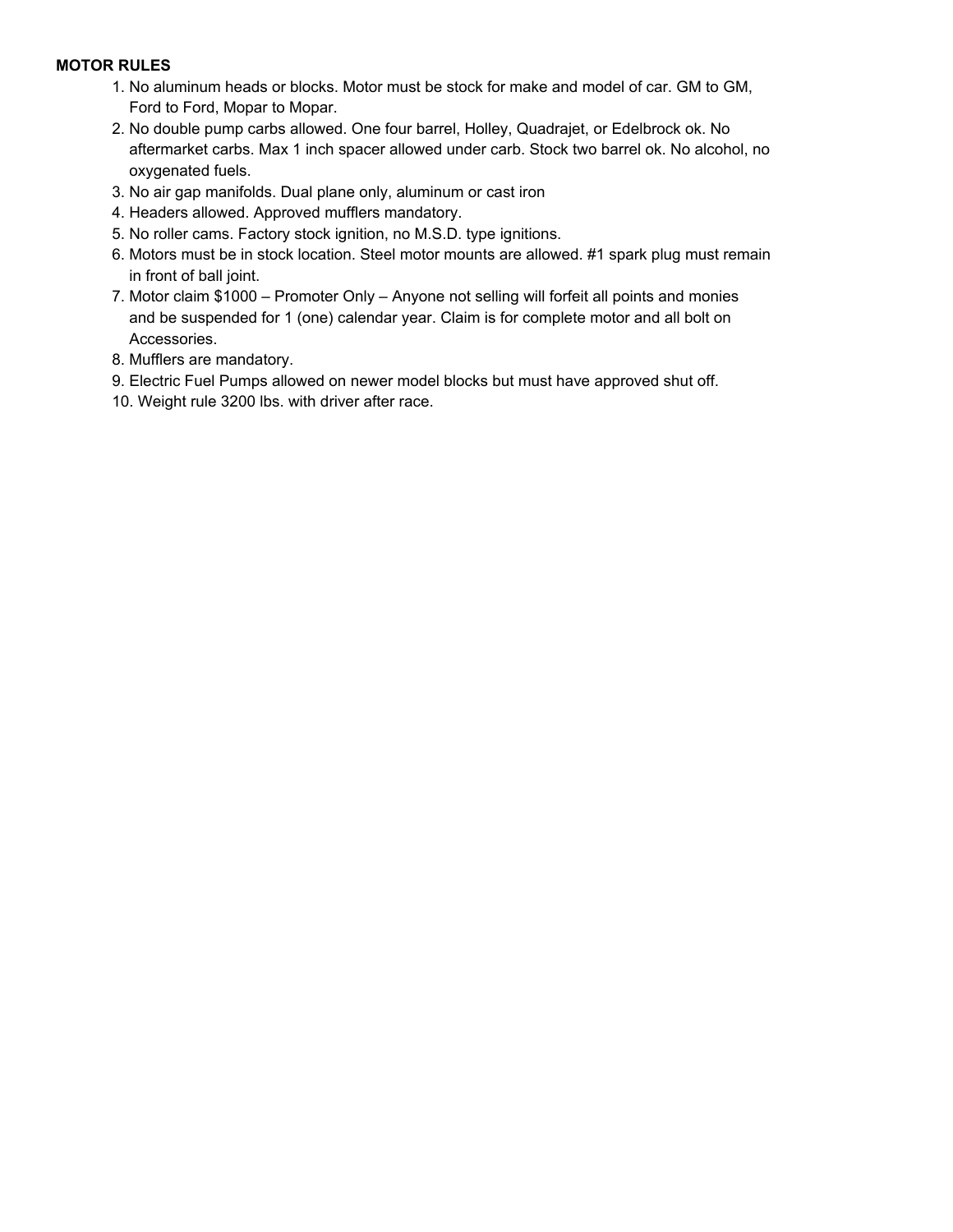**MOTOR RULES**

1. No aluminum heads or blocks. Motor must be stock for make and model of car. GM to GM, Ford to Ford, Mopar to Mopar.
2. No double pump carbs allowed. One four barrel, Holley, Quadrajet, or Edelbrock ok. No aftermarket carbs. Max 1 inch spacer allowed under carb. Stock two barrel ok. No alcohol, no oxygenated fuels.
3. No air gap manifolds. Dual plane only, aluminum or cast iron
4. Headers allowed. Approved mufflers mandatory.
5. No roller cams. Factory stock ignition, no M.S.D. type ignitions.
6. Motors must be in stock location. Steel motor mounts are allowed. #1 spark plug must remain in front of ball joint.
7. Motor claim $1000 – Promoter Only – Anyone not selling will forfeit all points and monies and be suspended for 1 (one) calendar year. Claim is for complete motor and all bolt on Accessories.
8. Mufflers are mandatory.
9. Electric Fuel Pumps allowed on newer model blocks but must have approved shut off.
10. Weight rule 3200 lbs. with driver after race.